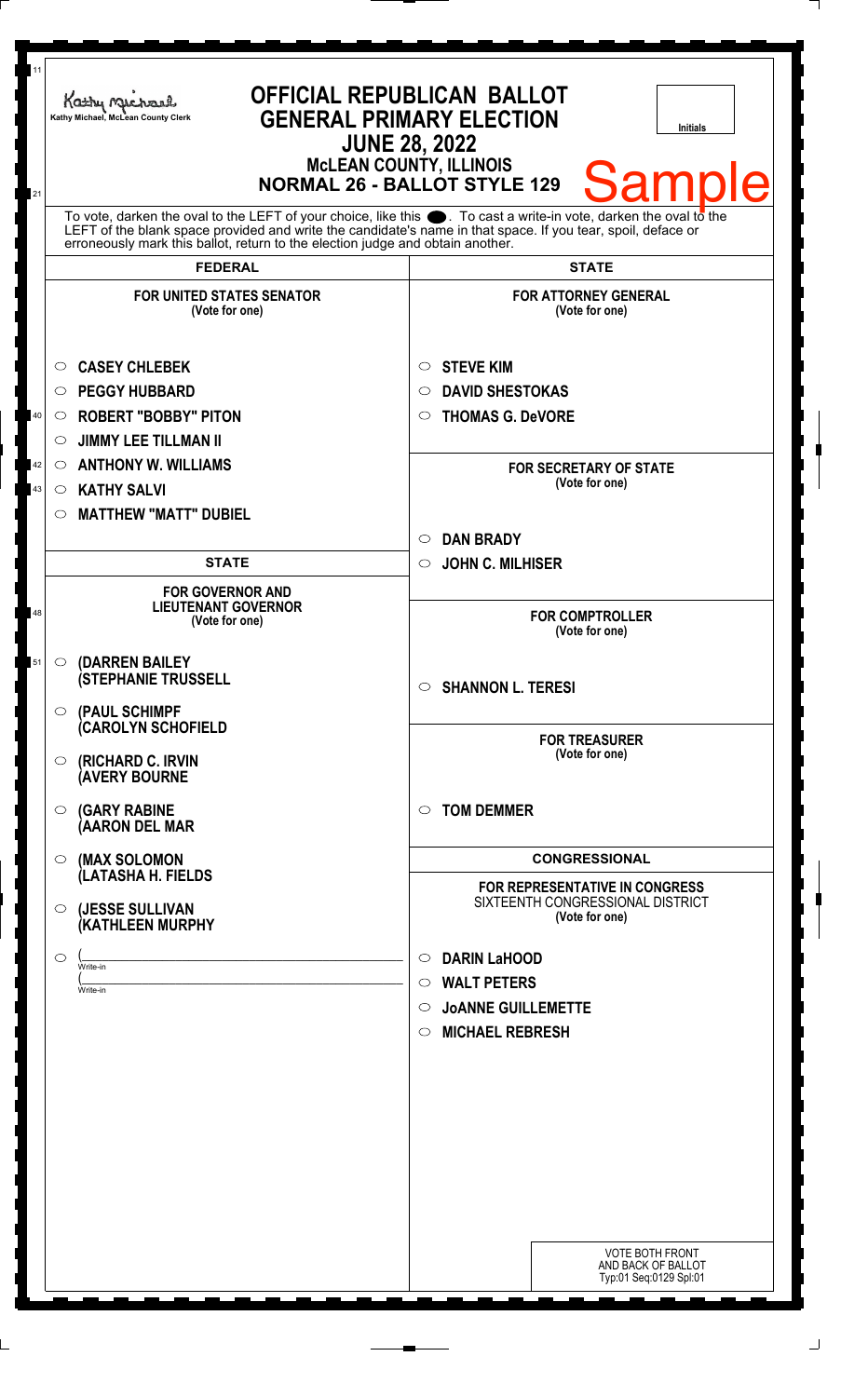Kathy Michael, McLean County Clerk

# OFFICIAL REPUBLICAN BALLOT
## GENERAL PRIMARY ELECTION
### JUNE 28, 2022
### McLEAN COUNTY, ILLINOIS
### NORMAL 26 - BALLOT STYLE 129

Initials

Sample

To vote, darken the oval to the LEFT of your choice, like this ●. To cast a write-in vote, darken the oval to the LEFT of the blank space provided and write the candidate's name in that space. If you tear, spoil, deface or erroneously mark this ballot, return to the election judge and obtain another.

## FEDERAL

**FOR UNITED STATES SENATOR**
(Vote for one)

- ○ **CASEY CHLEBEK**
- ○ **PEGGY HUBBARD**
- ○ **ROBERT "BOBBY" PITON**
- ○ **JIMMY LEE TILLMAN II**
- ○ **ANTHONY W. WILLIAMS**
- ○ **KATHY SALVI**
- ○ **MATTHEW "MATT" DUBIEL**

## STATE

**FOR GOVERNOR AND LIEUTENANT GOVERNOR**
(Vote for one)

- ○ **(DARREN BAILEY (STEPHANIE TRUSSELL**
- ○ **(PAUL SCHIMPF (CAROLYN SCHOFIELD**
- ○ **(RICHARD C. IRVIN (AVERY BOURNE**
- ○ **(GARY RABINE (AARON DEL MAR**
- ○ **(MAX SOLOMON (LATASHA H. FIELDS**
- ○ **(JESSE SULLIVAN (KATHLEEN MURPHY**
- ○ (____________________ Write-in
  (____________________ Write-in

## STATE

**FOR ATTORNEY GENERAL**
(Vote for one)

- ○ **STEVE KIM**
- ○ **DAVID SHESTOKAS**
- ○ **THOMAS G. DeVORE**

**FOR SECRETARY OF STATE**
(Vote for one)

- ○ **DAN BRADY**
- ○ **JOHN C. MILHISER**

**FOR COMPTROLLER**
(Vote for one)

- ○ **SHANNON L. TERESI**

**FOR TREASURER**
(Vote for one)

- ○ **TOM DEMMER**

## CONGRESSIONAL

**FOR REPRESENTATIVE IN CONGRESS**
SIXTEENTH CONGRESSIONAL DISTRICT
(Vote for one)

- ○ **DARIN LaHOOD**
- ○ **WALT PETERS**
- ○ **JoANNE GUILLEMETTE**
- ○ **MICHAEL REBRESH**

VOTE BOTH FRONT AND BACK OF BALLOT
Typ:01 Seq:0129 Spl:01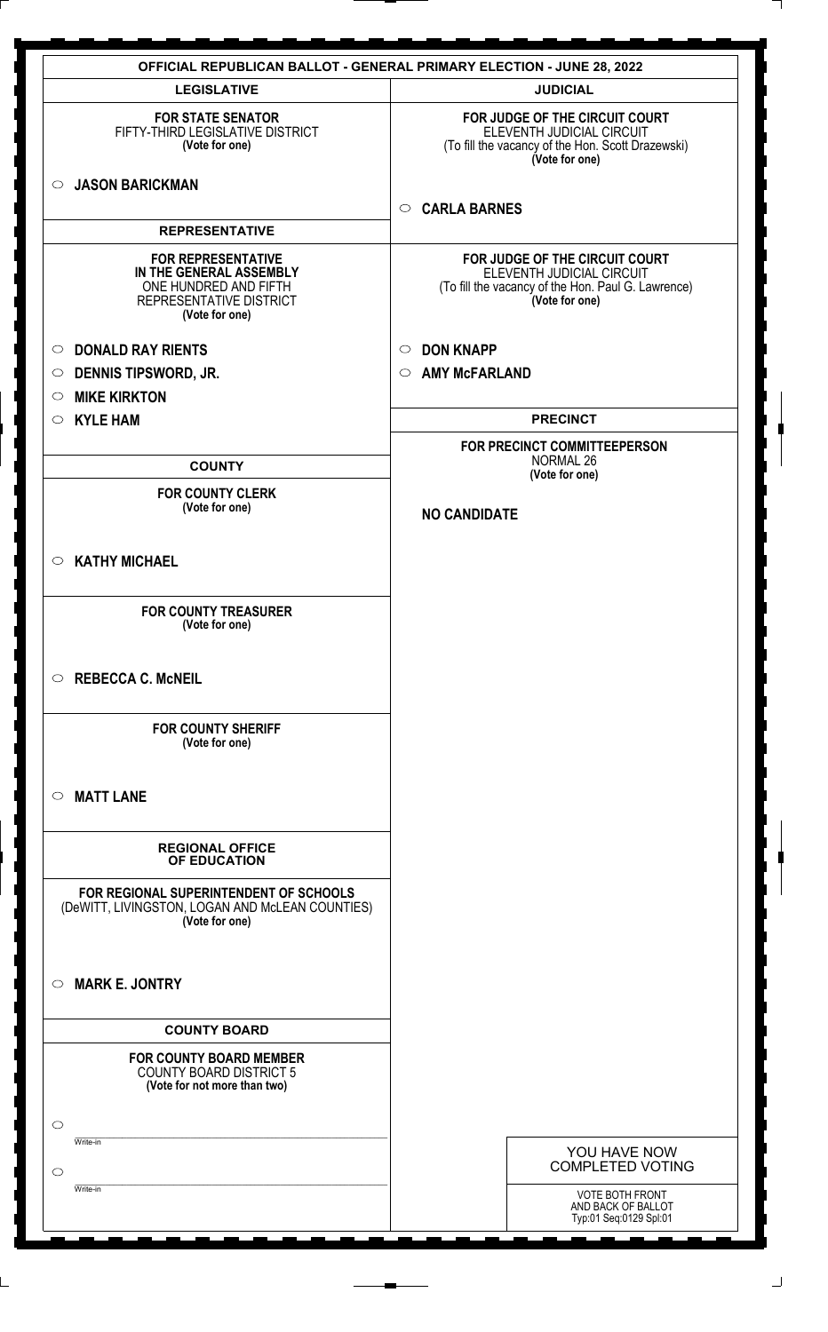# OFFICIAL REPUBLICAN BALLOT - GENERAL PRIMARY ELECTION - JUNE 28, 2022

## LEGISLATIVE

**FOR STATE SENATOR**
FIFTY-THIRD LEGISLATIVE DISTRICT
**(Vote for one)**

- ○ **JASON BARICKMAN**

## REPRESENTATIVE

**FOR REPRESENTATIVE IN THE GENERAL ASSEMBLY**
ONE HUNDRED AND FIFTH REPRESENTATIVE DISTRICT
**(Vote for one)**

- ○ **DONALD RAY RIENTS**
- ○ **DENNIS TIPSWORD, JR.**
- ○ **MIKE KIRKTON**
- ○ **KYLE HAM**

## COUNTY

**FOR COUNTY CLERK**
**(Vote for one)**

- ○ **KATHY MICHAEL**

**FOR COUNTY TREASURER**
**(Vote for one)**

- ○ **REBECCA C. McNEIL**

**FOR COUNTY SHERIFF**
**(Vote for one)**

- ○ **MATT LANE**

## REGIONAL OFFICE OF EDUCATION

**FOR REGIONAL SUPERINTENDENT OF SCHOOLS**
(DeWITT, LIVINGSTON, LOGAN AND McLEAN COUNTIES)
**(Vote for one)**

- ○ **MARK E. JONTRY**

## COUNTY BOARD

**FOR COUNTY BOARD MEMBER**
COUNTY BOARD DISTRICT 5
**(Vote for not more than two)**

- ○ ____________________ Write-in
- ○ ____________________ Write-in

## JUDICIAL

**FOR JUDGE OF THE CIRCUIT COURT**
ELEVENTH JUDICIAL CIRCUIT
(To fill the vacancy of the Hon. Scott Drazewski)
**(Vote for one)**

- ○ **CARLA BARNES**

**FOR JUDGE OF THE CIRCUIT COURT**
ELEVENTH JUDICIAL CIRCUIT
(To fill the vacancy of the Hon. Paul G. Lawrence)
**(Vote for one)**

- ○ **DON KNAPP**
- ○ **AMY McFARLAND**

## PRECINCT

**FOR PRECINCT COMMITTEEPERSON**
NORMAL 26
**(Vote for one)**

**NO CANDIDATE**

YOU HAVE NOW COMPLETED VOTING

VOTE BOTH FRONT AND BACK OF BALLOT
Typ:01 Seq:0129 Spl:01